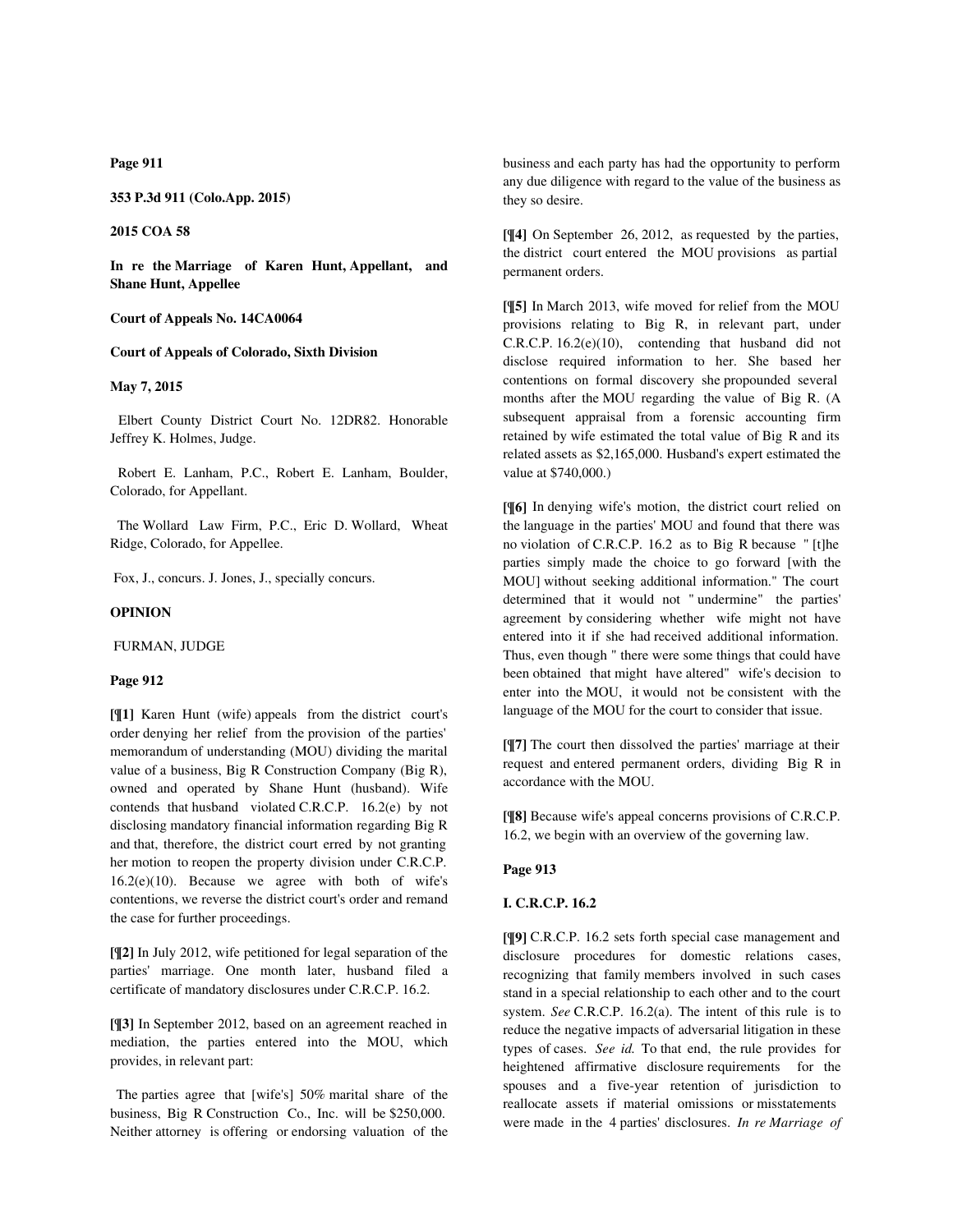353 P.3d 911 (Colo.App. 2015)

2015 COA 58

**In re the Marriage of Karen Hunt, Appellant, and Shane Hunt, Appellee**

**Court of Appeals No. 14CA0064**

**Court of Appeals of Colorado, Sixth Division**

**May 7, 2015**

Elbert County District Court No. 12DR82. Honorable Jeffrey K. Holmes, Judge.

Robert E. Lanham, P.C., Robert E. Lanham, Boulder, Colorado, for Appellant.

The Wollard Law Firm, P.C., Eric D. Wollard, Wheat Ridge, Colorado, for Appellee.

Fox, J., concurs. J. Jones, J., specially concurs.

**OPINION**

FURMAN, JUDGE

**Page 912**

**[¶1]** Karen Hunt (wife) appeals from the district court's order denying her relief from the provision of the parties' memorandum of understanding (MOU) dividing the marital value of a business, Big R Construction Company (Big R), owned and operated by Shane Hunt (husband). Wife contends that husband violated C.R.C.P. 16.2(e) by not disclosing mandatory financial information regarding Big R and that, therefore, the district court erred by not granting her motion to reopen the property division under C.R.C.P. 16.2(e)(10). Because we agree with both of wife's contentions, we reverse the district court's order and remand the case for further proceedings.

**[¶2]** In July 2012, wife petitioned for legal separation of the parties' marriage. One month later, husband filed a certificate of mandatory disclosures under C.R.C.P. 16.2.

**[¶3]** In September 2012, based on an agreement reached in mediation, the parties entered into the MOU, which provides, in relevant part:

> The parties agree that [wife's] 50% marital share of the business, Big R Construction Co., Inc. will be $250,000. Neither attorney is offering or endorsing valuation of the business and each party has had the opportunity to perform any due diligence with regard to the value of the business as they so desire.

**[¶4]** On September 26, 2012, as requested by the parties, the district court entered the MOU provisions as partial permanent orders.

**[¶5]** In March 2013, wife moved for relief from the MOU provisions relating to Big R, in relevant part, under C.R.C.P. 16.2(e)(10), contending that husband did not disclose required information to her. She based her contentions on formal discovery she propounded several months after the MOU regarding the value of Big R. (A subsequent appraisal from a forensic accounting firm retained by wife estimated the total value of Big R and its related assets as $2,165,000. Husband's expert estimated the value at $740,000.)

**[¶6]** In denying wife's motion, the district court relied on the language in the parties' MOU and found that there was no violation of C.R.C.P. 16.2 as to Big R because "[t]he parties simply made the choice to go forward [with the MOU] without seeking additional information." The court determined that it would not "undermine" the parties' agreement by considering whether wife might not have entered into it if she had received additional information. Thus, even though "there were some things that could have been obtained that might have altered" wife's decision to enter into the MOU, it would not be consistent with the language of the MOU for the court to consider that issue.

**[¶7]** The court then dissolved the parties' marriage at their request and entered permanent orders, dividing Big R in accordance with the MOU.

**[¶8]** Because wife's appeal concerns provisions of C.R.C.P. 16.2, we begin with an overview of the governing law.

**Page 913**

## I. C.R.C.P. 16.2

**[¶9]** C.R.C.P. 16.2 sets forth special case management and disclosure procedures for domestic relations cases, recognizing that family members involved in such cases stand in a special relationship to each other and to the court system. *See* C.R.C.P. 16.2(a). The intent of this rule is to reduce the negative impacts of adversarial litigation in these types of cases. *See id.* To that end, the rule provides for heightened affirmative disclosure requirements for the spouses and a five-year retention of jurisdiction to reallocate assets if material omissions or misstatements were made in the 4 parties' disclosures. *In re Marriage of*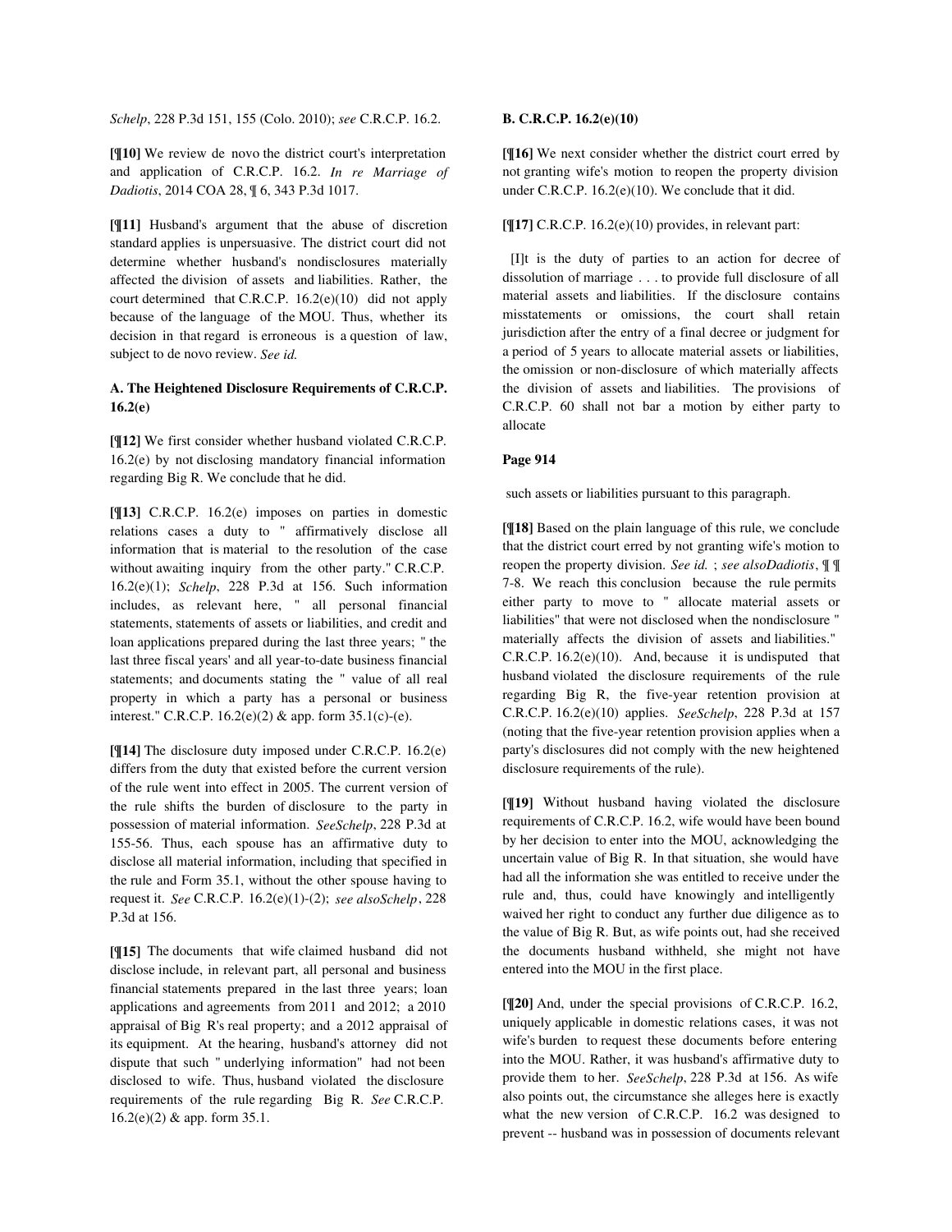*Schelp*, 228 P.3d 151, 155 (Colo. 2010); *see* C.R.C.P. 16.2.

**[¶10]** We review de novo the district court's interpretation and application of C.R.C.P. 16.2. *In re Marriage of Dadiotis*, 2014 COA 28, ¶ 6, 343 P.3d 1017.

**[¶11]** Husband's argument that the abuse of discretion standard applies is unpersuasive. The district court did not determine whether husband's nondisclosures materially affected the division of assets and liabilities. Rather, the court determined that C.R.C.P. 16.2(e)(10) did not apply because of the language of the MOU. Thus, whether its decision in that regard is erroneous is a question of law, subject to de novo review. *See id.*

### A. The Heightened Disclosure Requirements of C.R.C.P. 16.2(e)

**[¶12]** We first consider whether husband violated C.R.C.P. 16.2(e) by not disclosing mandatory financial information regarding Big R. We conclude that he did.

**[¶13]** C.R.C.P. 16.2(e) imposes on parties in domestic relations cases a duty to " affirmatively disclose all information that is material to the resolution of the case without awaiting inquiry from the other party." C.R.C.P. 16.2(e)(1); *Schelp*, 228 P.3d at 156. Such information includes, as relevant here, " all personal financial statements, statements of assets or liabilities, and credit and loan applications prepared during the last three years; " the last three fiscal years' and all year-to-date business financial statements; and documents stating the " value of all real property in which a party has a personal or business interest." C.R.C.P. 16.2(e)(2) & app. form 35.1(c)-(e).

**[¶14]** The disclosure duty imposed under C.R.C.P. 16.2(e) differs from the duty that existed before the current version of the rule went into effect in 2005. The current version of the rule shifts the burden of disclosure to the party in possession of material information. *SeeSchelp*, 228 P.3d at 155-56. Thus, each spouse has an affirmative duty to disclose all material information, including that specified in the rule and Form 35.1, without the other spouse having to request it. *See* C.R.C.P. 16.2(e)(1)-(2); *see alsoSchelp*, 228 P.3d at 156.

**[¶15]** The documents that wife claimed husband did not disclose include, in relevant part, all personal and business financial statements prepared in the last three years; loan applications and agreements from 2011 and 2012; a 2010 appraisal of Big R's real property; and a 2012 appraisal of its equipment. At the hearing, husband's attorney did not dispute that such " underlying information" had not been disclosed to wife. Thus, husband violated the disclosure requirements of the rule regarding Big R. *See* C.R.C.P. 16.2(e)(2) & app. form 35.1.

### B. C.R.C.P. 16.2(e)(10)

**[¶16]** We next consider whether the district court erred by not granting wife's motion to reopen the property division under C.R.C.P. 16.2(e)(10). We conclude that it did.

**[¶17]** C.R.C.P. 16.2(e)(10) provides, in relevant part:

> [I]t is the duty of parties to an action for decree of dissolution of marriage . . . to provide full disclosure of all material assets and liabilities. If the disclosure contains misstatements or omissions, the court shall retain jurisdiction after the entry of a final decree or judgment for a period of 5 years to allocate material assets or liabilities, the omission or non-disclosure of which materially affects the division of assets and liabilities. The provisions of C.R.C.P. 60 shall not bar a motion by either party to allocate

**Page 914**

> such assets or liabilities pursuant to this paragraph.

**[¶18]** Based on the plain language of this rule, we conclude that the district court erred by not granting wife's motion to reopen the property division. *See id.* ; *see alsoDadiotis*, ¶ ¶ 7-8. We reach this conclusion because the rule permits either party to move to " allocate material assets or liabilities" that were not disclosed when the nondisclosure " materially affects the division of assets and liabilities." C.R.C.P. 16.2(e)(10). And, because it is undisputed that husband violated the disclosure requirements of the rule regarding Big R, the five-year retention provision at C.R.C.P. 16.2(e)(10) applies. *SeeSchelp*, 228 P.3d at 157 (noting that the five-year retention provision applies when a party's disclosures did not comply with the new heightened disclosure requirements of the rule).

**[¶19]** Without husband having violated the disclosure requirements of C.R.C.P. 16.2, wife would have been bound by her decision to enter into the MOU, acknowledging the uncertain value of Big R. In that situation, she would have had all the information she was entitled to receive under the rule and, thus, could have knowingly and intelligently waived her right to conduct any further due diligence as to the value of Big R. But, as wife points out, had she received the documents husband withheld, she might not have entered into the MOU in the first place.

**[¶20]** And, under the special provisions of C.R.C.P. 16.2, uniquely applicable in domestic relations cases, it was not wife's burden to request these documents before entering into the MOU. Rather, it was husband's affirmative duty to provide them to her. *SeeSchelp*, 228 P.3d at 156. As wife also points out, the circumstance she alleges here is exactly what the new version of C.R.C.P. 16.2 was designed to prevent -- husband was in possession of documents relevant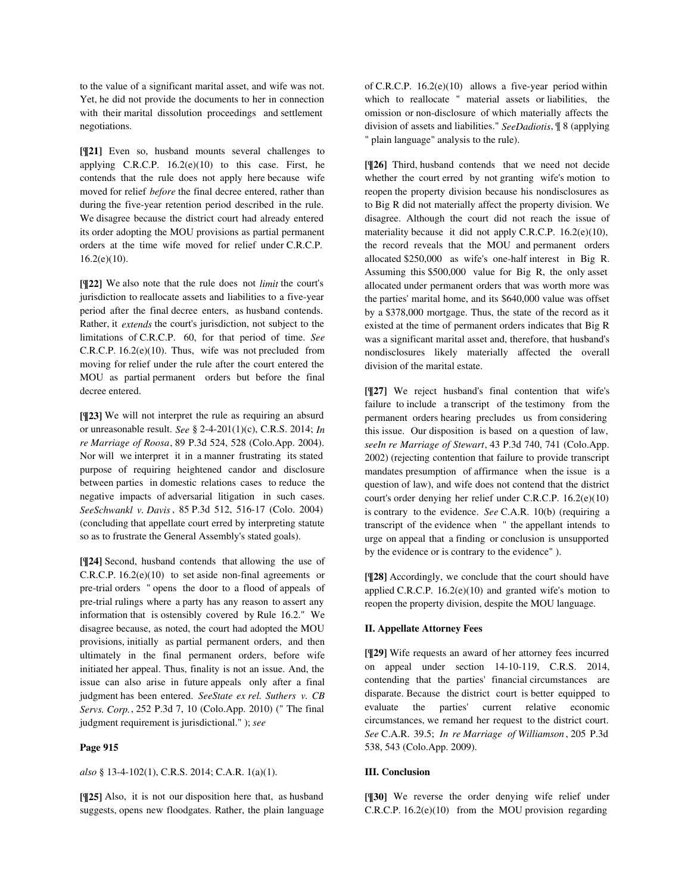to the value of a significant marital asset, and wife was not. Yet, he did not provide the documents to her in connection with their marital dissolution proceedings and settlement negotiations.

**[¶21]** Even so, husband mounts several challenges to applying C.R.C.P. 16.2(e)(10) to this case. First, he contends that the rule does not apply here because wife moved for relief *before* the final decree entered, rather than during the five-year retention period described in the rule. We disagree because the district court had already entered its order adopting the MOU provisions as partial permanent orders at the time wife moved for relief under C.R.C.P. 16.2(e)(10).

**[¶22]** We also note that the rule does not *limit* the court's jurisdiction to reallocate assets and liabilities to a five-year period after the final decree enters, as husband contends. Rather, it *extends* the court's jurisdiction, not subject to the limitations of C.R.C.P. 60, for that period of time. *See* C.R.C.P. 16.2(e)(10). Thus, wife was not precluded from moving for relief under the rule after the court entered the MOU as partial permanent orders but before the final decree entered.

**[¶23]** We will not interpret the rule as requiring an absurd or unreasonable result. *See* § 2-4-201(1)(c), C.R.S. 2014; *In re Marriage of Roosa*, 89 P.3d 524, 528 (Colo.App. 2004). Nor will we interpret it in a manner frustrating its stated purpose of requiring heightened candor and disclosure between parties in domestic relations cases to reduce the negative impacts of adversarial litigation in such cases. *SeeSchwankl v. Davis*, 85 P.3d 512, 516-17 (Colo. 2004) (concluding that appellate court erred by interpreting statute so as to frustrate the General Assembly's stated goals).

**[¶24]** Second, husband contends that allowing the use of C.R.C.P. 16.2(e)(10) to set aside non-final agreements or pre-trial orders " opens the door to a flood of appeals of pre-trial rulings where a party has any reason to assert any information that is ostensibly covered by Rule 16.2." We disagree because, as noted, the court had adopted the MOU provisions, initially as partial permanent orders, and then ultimately in the final permanent orders, before wife initiated her appeal. Thus, finality is not an issue. And, the issue can also arise in future appeals only after a final judgment has been entered. *SeeState ex rel. Suthers v. CB Servs. Corp.*, 252 P.3d 7, 10 (Colo.App. 2010) (" The final judgment requirement is jurisdictional." ); *see*

**Page 915**

*also* § 13-4-102(1), C.R.S. 2014; C.A.R. 1(a)(1).

**[¶25]** Also, it is not our disposition here that, as husband suggests, opens new floodgates. Rather, the plain language of C.R.C.P. 16.2(e)(10) allows a five-year period within which to reallocate " material assets or liabilities, the omission or non-disclosure of which materially affects the division of assets and liabilities." *SeeDadiotis*, ¶ 8 (applying " plain language" analysis to the rule).

**[¶26]** Third, husband contends that we need not decide whether the court erred by not granting wife's motion to reopen the property division because his nondisclosures as to Big R did not materially affect the property division. We disagree. Although the court did not reach the issue of materiality because it did not apply C.R.C.P. 16.2(e)(10), the record reveals that the MOU and permanent orders allocated $250,000 as wife's one-half interest in Big R. Assuming this $500,000 value for Big R, the only asset allocated under permanent orders that was worth more was the parties' marital home, and its $640,000 value was offset by a $378,000 mortgage. Thus, the state of the record as it existed at the time of permanent orders indicates that Big R was a significant marital asset and, therefore, that husband's nondisclosures likely materially affected the overall division of the marital estate.

**[¶27]** We reject husband's final contention that wife's failure to include a transcript of the testimony from the permanent orders hearing precludes us from considering this issue. Our disposition is based on a question of law, *seeIn re Marriage of Stewart*, 43 P.3d 740, 741 (Colo.App. 2002) (rejecting contention that failure to provide transcript mandates presumption of affirmance when the issue is a question of law), and wife does not contend that the district court's order denying her relief under C.R.C.P. 16.2(e)(10) is contrary to the evidence. *See* C.A.R. 10(b) (requiring a transcript of the evidence when " the appellant intends to urge on appeal that a finding or conclusion is unsupported by the evidence or is contrary to the evidence" ).

**[¶28]** Accordingly, we conclude that the court should have applied C.R.C.P. 16.2(e)(10) and granted wife's motion to reopen the property division, despite the MOU language.

**II. Appellate Attorney Fees**

**[¶29]** Wife requests an award of her attorney fees incurred on appeal under section 14-10-119, C.R.S. 2014, contending that the parties' financial circumstances are disparate. Because the district court is better equipped to evaluate the parties' current relative economic circumstances, we remand her request to the district court. *See* C.A.R. 39.5; *In re Marriage of Williamson*, 205 P.3d 538, 543 (Colo.App. 2009).

**III. Conclusion**

**[¶30]** We reverse the order denying wife relief under C.R.C.P. 16.2(e)(10) from the MOU provision regarding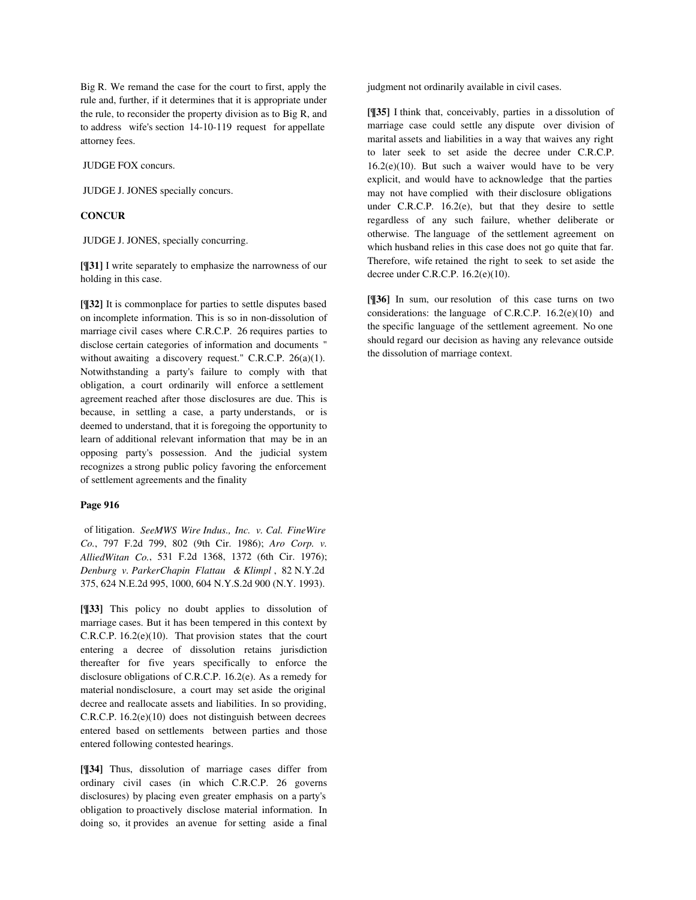Big R. We remand the case for the court to first, apply the rule and, further, if it determines that it is appropriate under the rule, to reconsider the property division as to Big R, and to address wife's section 14-10-119 request for appellate attorney fees.

JUDGE FOX concurs.

JUDGE J. JONES specially concurs.

**CONCUR**

JUDGE J. JONES, specially concurring.

**[¶31]** I write separately to emphasize the narrowness of our holding in this case.

**[¶32]** It is commonplace for parties to settle disputes based on incomplete information. This is so in non-dissolution of marriage civil cases where C.R.C.P. 26 requires parties to disclose certain categories of information and documents " without awaiting a discovery request." C.R.C.P. 26(a)(1). Notwithstanding a party's failure to comply with that obligation, a court ordinarily will enforce a settlement agreement reached after those disclosures are due. This is because, in settling a case, a party understands, or is deemed to understand, that it is foregoing the opportunity to learn of additional relevant information that may be in an opposing party's possession. And the judicial system recognizes a strong public policy favoring the enforcement of settlement agreements and the finality

**Page 916**

of litigation. *SeeMWS Wire Indus., Inc. v. Cal. FineWire Co.*, 797 F.2d 799, 802 (9th Cir. 1986); *Aro Corp. v. AlliedWitan Co.*, 531 F.2d 1368, 1372 (6th Cir. 1976); *Denburg v. ParkerChapin Flattau & Klimpl* , 82 N.Y.2d 375, 624 N.E.2d 995, 1000, 604 N.Y.S.2d 900 (N.Y. 1993).

**[¶33]** This policy no doubt applies to dissolution of marriage cases. But it has been tempered in this context by C.R.C.P. 16.2(e)(10). That provision states that the court entering a decree of dissolution retains jurisdiction thereafter for five years specifically to enforce the disclosure obligations of C.R.C.P. 16.2(e). As a remedy for material nondisclosure, a court may set aside the original decree and reallocate assets and liabilities. In so providing, C.R.C.P. 16.2(e)(10) does not distinguish between decrees entered based on settlements between parties and those entered following contested hearings.

**[¶34]** Thus, dissolution of marriage cases differ from ordinary civil cases (in which C.R.C.P. 26 governs disclosures) by placing even greater emphasis on a party's obligation to proactively disclose material information. In doing so, it provides an avenue for setting aside a final judgment not ordinarily available in civil cases.

**[¶35]** I think that, conceivably, parties in a dissolution of marriage case could settle any dispute over division of marital assets and liabilities in a way that waives any right to later seek to set aside the decree under C.R.C.P. 16.2(e)(10). But such a waiver would have to be very explicit, and would have to acknowledge that the parties may not have complied with their disclosure obligations under C.R.C.P. 16.2(e), but that they desire to settle regardless of any such failure, whether deliberate or otherwise. The language of the settlement agreement on which husband relies in this case does not go quite that far. Therefore, wife retained the right to seek to set aside the decree under C.R.C.P. 16.2(e)(10).

**[¶36]** In sum, our resolution of this case turns on two considerations: the language of C.R.C.P. 16.2(e)(10) and the specific language of the settlement agreement. No one should regard our decision as having any relevance outside the dissolution of marriage context.